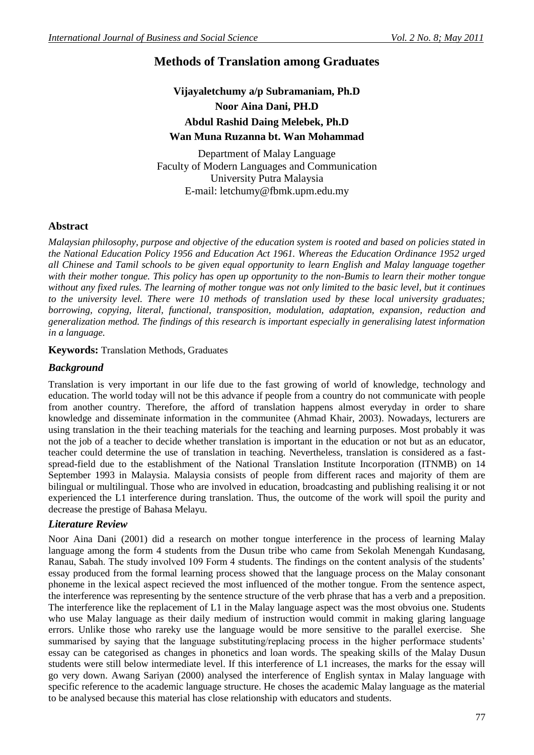# Methods of Translation among Graduates

**Vijayaletchumy a/p Subramaniam, Ph.D**
**Noor Aina Dani, PH.D**
**Abdul Rashid Daing Melebek, Ph.D**
**Wan Muna Ruzanna bt. Wan Mohammad**

Department of Malay Language
Faculty of Modern Languages and Communication
University Putra Malaysia
E-mail: letchumy@fbmk.upm.edu.my

## Abstract

*Malaysian philosophy, purpose and objective of the education system is rooted and based on policies stated in the National Education Policy 1956 and Education Act 1961. Whereas the Education Ordinance 1952 urged all Chinese and Tamil schools to be given equal opportunity to learn English and Malay language together with their mother tongue. This policy has open up opportunity to the non-Bumis to learn their mother tongue without any fixed rules. The learning of mother tongue was not only limited to the basic level, but it continues to the university level. There were 10 methods of translation used by these local university graduates; borrowing, copying, literal, functional, transposition, modulation, adaptation, expansion, reduction and generalization method. The findings of this research is important especially in generalising latest information in a language.*

**Keywords:** Translation Methods, Graduates

## *Background*

Translation is very important in our life due to the fast growing of world of knowledge, technology and education. The world today will not be this advance if people from a country do not communicate with people from another country. Therefore, the afford of translation happens almost everyday in order to share knowledge and disseminate information in the communitee (Ahmad Khair, 2003). Nowadays, lecturers are using translation in the their teaching materials for the teaching and learning purposes. Most probably it was not the job of a teacher to decide whether translation is important in the education or not but as an educator, teacher could determine the use of translation in teaching. Nevertheless, translation is considered as a fast-spread-field due to the establishment of the National Translation Institute Incorporation (ITNMB) on 14 September 1993 in Malaysia. Malaysia consists of people from different races and majority of them are bilingual or multilingual. Those who are involved in education, broadcasting and publishing realising it or not experienced the L1 interference during translation. Thus, the outcome of the work will spoil the purity and decrease the prestige of Bahasa Melayu.

## *Literature Review*

Noor Aina Dani (2001) did a research on mother tongue interference in the process of learning Malay language among the form 4 students from the Dusun tribe who came from Sekolah Menengah Kundasang, Ranau, Sabah. The study involved 109 Form 4 students. The findings on the content analysis of the students' essay produced from the formal learning process showed that the language process on the Malay consonant phoneme in the lexical aspect recieved the most influenced of the mother tongue. From the sentence aspect, the interference was representing by the sentence structure of the verb phrase that has a verb and a preposition. The interference like the replacement of L1 in the Malay language aspect was the most obvoius one. Students who use Malay language as their daily medium of instruction would commit in making glaring language errors. Unlike those who rareky use the language would be more sensitive to the parallel exercise. She summarised by saying that the language substituting/replacing process in the higher performace students' essay can be categorised as changes in phonetics and loan words. The speaking skills of the Malay Dusun students were still below intermediate level. If this interference of L1 increases, the marks for the essay will go very down. Awang Sariyan (2000) analysed the interference of English syntax in Malay language with specific reference to the academic language structure. He choses the academic Malay language as the material to be analysed because this material has close relationship with educators and students.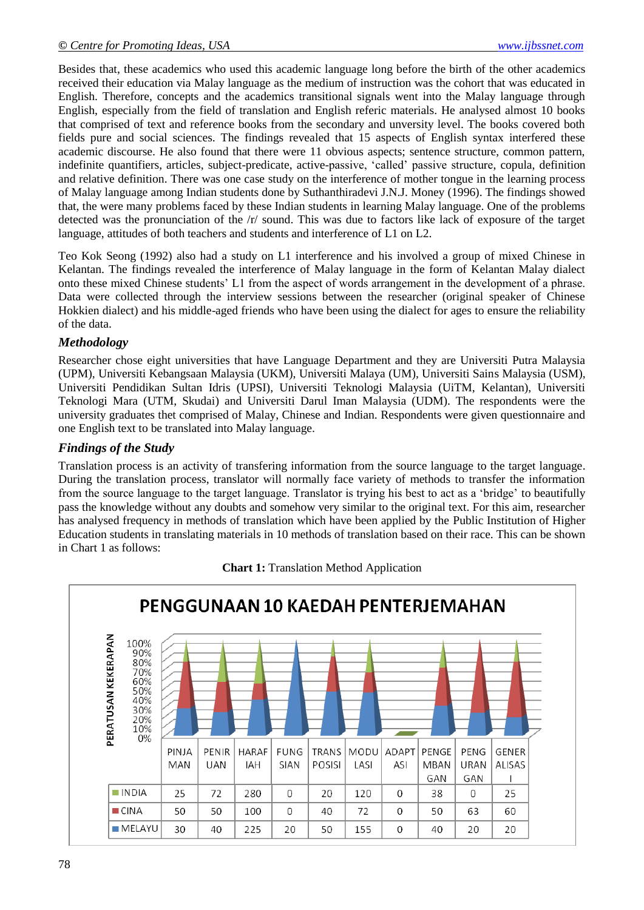Besides that, these academics who used this academic language long before the birth of the other academics received their education via Malay language as the medium of instruction was the cohort that was educated in English. Therefore, concepts and the academics transitional signals went into the Malay language through English, especially from the field of translation and English referic materials. He analysed almost 10 books that comprised of text and reference books from the secondary and unversity level. The books covered both fields pure and social sciences. The findings revealed that 15 aspects of English syntax interfered these academic discourse. He also found that there were 11 obvious aspects; sentence structure, common pattern, indefinite quantifiers, articles, subject-predicate, active-passive, 'called' passive structure, copula, definition and relative definition. There was one case study on the interference of mother tongue in the learning process of Malay language among Indian students done by Suthanthiradevi J.N.J. Money (1996). The findings showed that, the were many problems faced by these Indian students in learning Malay language. One of the problems detected was the pronunciation of the /r/ sound. This was due to factors like lack of exposure of the target language, attitudes of both teachers and students and interference of L1 on L2.

Teo Kok Seong (1992) also had a study on L1 interference and his involved a group of mixed Chinese in Kelantan. The findings revealed the interference of Malay language in the form of Kelantan Malay dialect onto these mixed Chinese students' L1 from the aspect of words arrangement in the development of a phrase. Data were collected through the interview sessions between the researcher (original speaker of Chinese Hokkien dialect) and his middle-aged friends who have been using the dialect for ages to ensure the reliability of the data.

### *Methodology*

Researcher chose eight universities that have Language Department and they are Universiti Putra Malaysia (UPM), Universiti Kebangsaan Malaysia (UKM), Universiti Malaya (UM), Universiti Sains Malaysia (USM), Universiti Pendidikan Sultan Idris (UPSI), Universiti Teknologi Malaysia (UiTM, Kelantan), Universiti Teknologi Mara (UTM, Skudai) and Universiti Darul Iman Malaysia (UDM). The respondents were the university graduates thet comprised of Malay, Chinese and Indian. Respondents were given questionnaire and one English text to be translated into Malay language.

### *Findings of the Study*

Translation process is an activity of transfering information from the source language to the target language. During the translation process, translator will normally face variety of methods to transfer the information from the source language to the target language. Translator is trying his best to act as a 'bridge' to beautifully pass the knowledge without any doubts and somehow very similar to the original text. For this aim, researcher has analysed frequency in methods of translation which have been applied by the Public Institution of Higher Education students in translating materials in 10 methods of translation based on their race. This can be shown in Chart 1 as follows:

**Chart 1:** Translation Method Application

PENGGUNAAN 10 KAEDAH PENTERJEMAHAN

| | PINJAMAN | PENIRUAN | HARAFIAH | FUNGSIAN | TRANSPOSISI | MODULASI | ADAPTASI | PENGEMBANGAN | PENGURANGAN | GENERALISASI |
|---|---|---|---|---|---|---|---|---|---|---|
| INDIA | 25 | 72 | 280 | 0 | 20 | 120 | 0 | 38 | 0 | 25 |
| CINA | 50 | 50 | 100 | 0 | 40 | 72 | 0 | 50 | 63 | 60 |
| MELAYU | 30 | 40 | 225 | 20 | 50 | 155 | 0 | 40 | 20 | 20 |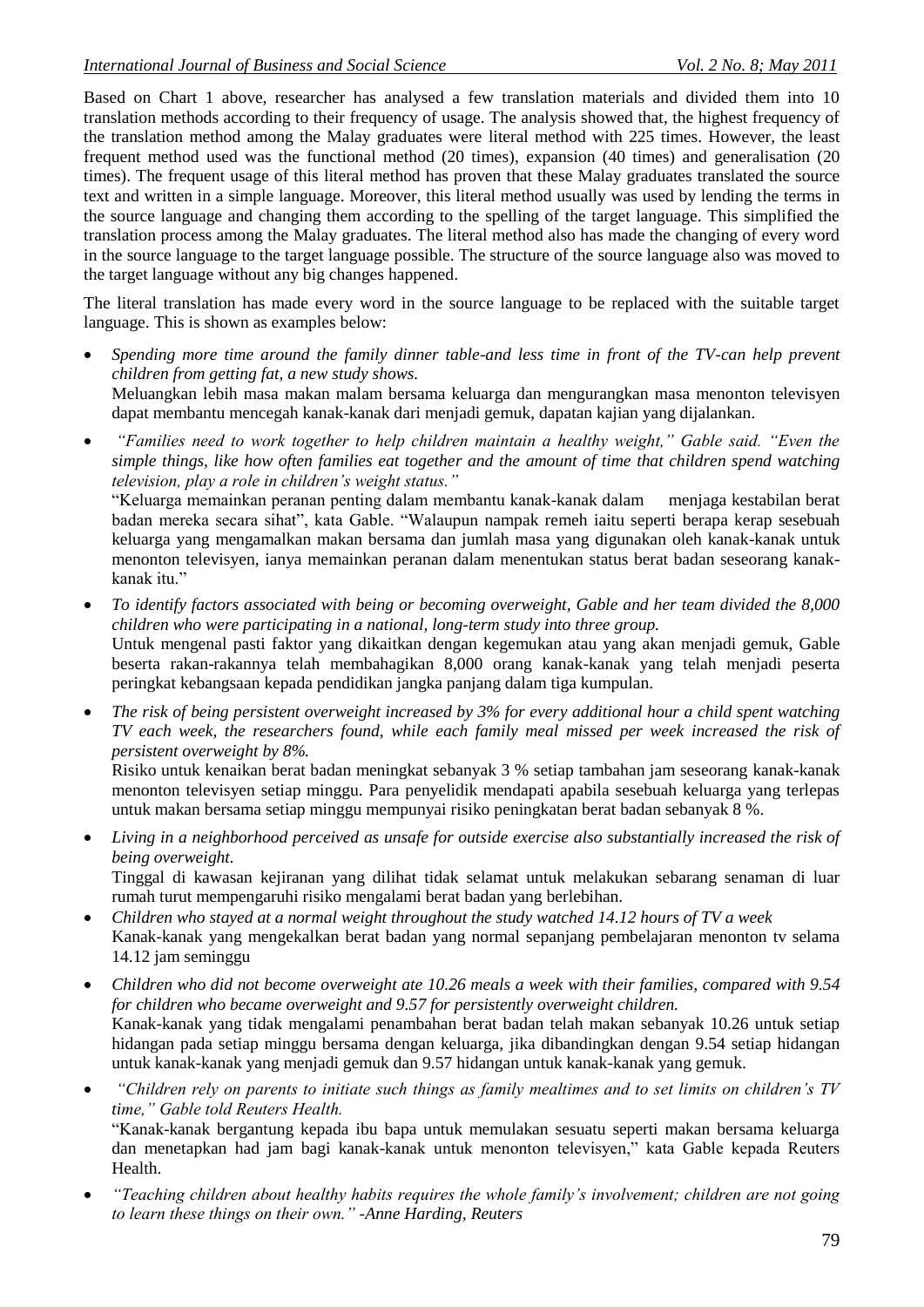Based on Chart 1 above, researcher has analysed a few translation materials and divided them into 10 translation methods according to their frequency of usage. The analysis showed that, the highest frequency of the translation method among the Malay graduates were literal method with 225 times. However, the least frequent method used was the functional method (20 times), expansion (40 times) and generalisation (20 times). The frequent usage of this literal method has proven that these Malay graduates translated the source text and written in a simple language. Moreover, this literal method usually was used by lending the terms in the source language and changing them according to the spelling of the target language. This simplified the translation process among the Malay graduates. The literal method also has made the changing of every word in the source language to the target language possible. The structure of the source language also was moved to the target language without any big changes happened.

The literal translation has made every word in the source language to be replaced with the suitable target language. This is shown as examples below:

- *Spending more time around the family dinner table-and less time in front of the TV-can help prevent children from getting fat, a new study shows.*
  Meluangkan lebih masa makan malam bersama keluarga dan mengurangkan masa menonton televisyen dapat membantu mencegah kanak-kanak dari menjadi gemuk, dapatan kajian yang dijalankan.
- *"Families need to work together to help children maintain a healthy weight," Gable said. "Even the simple things, like how often families eat together and the amount of time that children spend watching television, play a role in children's weight status."*
  "Keluarga memainkan peranan penting dalam membantu kanak-kanak dalam menjaga kestabilan berat badan mereka secara sihat", kata Gable. "Walaupun nampak remeh iaitu seperti berapa kerap sesebuah keluarga yang mengamalkan makan bersama dan jumlah masa yang digunakan oleh kanak-kanak untuk menonton televisyen, ianya memainkan peranan dalam menentukan status berat badan seseorang kanak-kanak itu."
- *To identify factors associated with being or becoming overweight, Gable and her team divided the 8,000 children who were participating in a national, long-term study into three group.*
  Untuk mengenal pasti faktor yang dikaitkan dengan kegemukan atau yang akan menjadi gemuk, Gable beserta rakan-rakannya telah membahagikan 8,000 orang kanak-kanak yang telah menjadi peserta peringkat kebangsaan kepada pendidikan jangka panjang dalam tiga kumpulan.
- *The risk of being persistent overweight increased by 3% for every additional hour a child spent watching TV each week, the researchers found, while each family meal missed per week increased the risk of persistent overweight by 8%.*
  Risiko untuk kenaikan berat badan meningkat sebanyak 3 % setiap tambahan jam seseorang kanak-kanak menonton televisyen setiap minggu. Para penyelidik mendapati apabila sesebuah keluarga yang terlepas untuk makan bersama setiap minggu mempunyai risiko peningkatan berat badan sebanyak 8 %.
- *Living in a neighborhood perceived as unsafe for outside exercise also substantially increased the risk of being overweight.*
  Tinggal di kawasan kejiranan yang dilihat tidak selamat untuk melakukan sebarang senaman di luar rumah turut mempengaruhi risiko mengalami berat badan yang berlebihan.
- *Children who stayed at a normal weight throughout the study watched 14.12 hours of TV a week*
  Kanak-kanak yang mengekalkan berat badan yang normal sepanjang pembelajaran menonton tv selama 14.12 jam seminggu
- *Children who did not become overweight ate 10.26 meals a week with their families, compared with 9.54 for children who became overweight and 9.57 for persistently overweight children.*
  Kanak-kanak yang tidak mengalami penambahan berat badan telah makan sebanyak 10.26 untuk setiap hidangan pada setiap minggu bersama dengan keluarga, jika dibandingkan dengan 9.54 setiap hidangan untuk kanak-kanak yang menjadi gemuk dan 9.57 hidangan untuk kanak-kanak yang gemuk.
- *"Children rely on parents to initiate such things as family mealtimes and to set limits on children's TV time," Gable told Reuters Health.*
  "Kanak-kanak bergantung kepada ibu bapa untuk memulakan sesuatu seperti makan bersama keluarga dan menetapkan had jam bagi kanak-kanak untuk menonton televisyen," kata Gable kepada Reuters Health.
- *"Teaching children about healthy habits requires the whole family's involvement; children are not going to learn these things on their own." -Anne Harding, Reuters*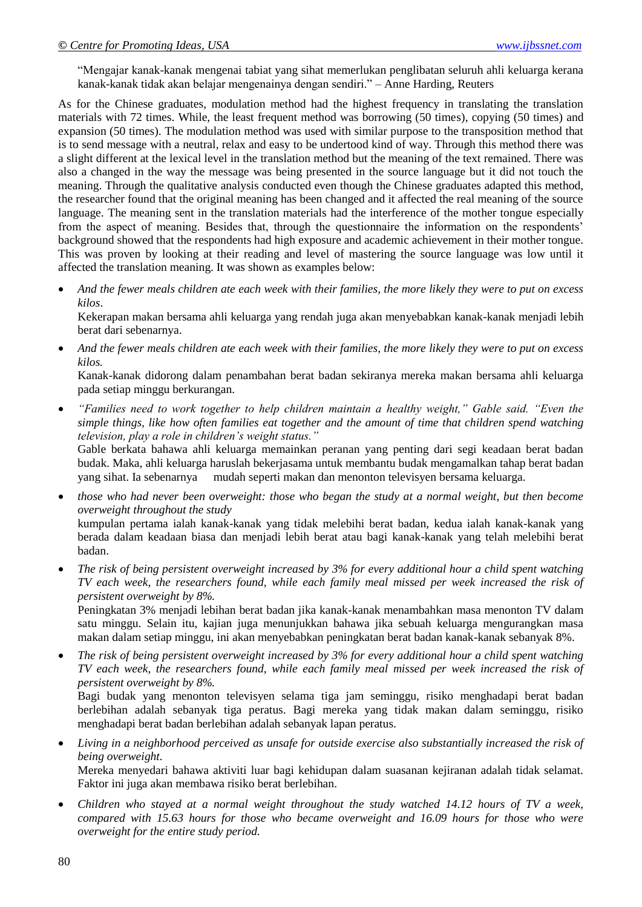"Mengajar kanak-kanak mengenai tabiat yang sihat memerlukan penglibatan seluruh ahli keluarga kerana kanak-kanak tidak akan belajar mengenainya dengan sendiri." – Anne Harding, Reuters

As for the Chinese graduates, modulation method had the highest frequency in translating the translation materials with 72 times. While, the least frequent method was borrowing (50 times), copying (50 times) and expansion (50 times). The modulation method was used with similar purpose to the transposition method that is to send message with a neutral, relax and easy to be undertood kind of way. Through this method there was a slight different at the lexical level in the translation method but the meaning of the text remained. There was also a changed in the way the message was being presented in the source language but it did not touch the meaning. Through the qualitative analysis conducted even though the Chinese graduates adapted this method, the researcher found that the original meaning has been changed and it affected the real meaning of the source language. The meaning sent in the translation materials had the interference of the mother tongue especially from the aspect of meaning. Besides that, through the questionnaire the information on the respondents' background showed that the respondents had high exposure and academic achievement in their mother tongue. This was proven by looking at their reading and level of mastering the source language was low until it affected the translation meaning. It was shown as examples below:

- *And the fewer meals children ate each week with their families, the more likely they were to put on excess kilos*.
  Kekerapan makan bersama ahli keluarga yang rendah juga akan menyebabkan kanak-kanak menjadi lebih berat dari sebenarnya.
- *And the fewer meals children ate each week with their families, the more likely they were to put on excess kilos.*
  Kanak-kanak didorong dalam penambahan berat badan sekiranya mereka makan bersama ahli keluarga pada setiap minggu berkurangan.
- *"Families need to work together to help children maintain a healthy weight," Gable said. "Even the simple things, like how often families eat together and the amount of time that children spend watching television, play a role in children's weight status."*
  Gable berkata bahawa ahli keluarga memainkan peranan yang penting dari segi keadaan berat badan budak. Maka, ahli keluarga haruslah bekerjasama untuk membantu budak mengamalkan tahap berat badan yang sihat. Ia sebenarnya mudah seperti makan dan menonton televisyen bersama keluarga.
- *those who had never been overweight: those who began the study at a normal weight, but then become overweight throughout the study*
  kumpulan pertama ialah kanak-kanak yang tidak melebihi berat badan, kedua ialah kanak-kanak yang berada dalam keadaan biasa dan menjadi lebih berat atau bagi kanak-kanak yang telah melebihi berat badan.
- *The risk of being persistent overweight increased by 3% for every additional hour a child spent watching TV each week, the researchers found, while each family meal missed per week increased the risk of persistent overweight by 8%.*
  Peningkatan 3% menjadi lebihan berat badan jika kanak-kanak menambahkan masa menonton TV dalam satu minggu. Selain itu, kajian juga menunjukkan bahawa jika sebuah keluarga mengurangkan masa makan dalam setiap minggu, ini akan menyebabkan peningkatan berat badan kanak-kanak sebanyak 8%.
- *The risk of being persistent overweight increased by 3% for every additional hour a child spent watching TV each week, the researchers found, while each family meal missed per week increased the risk of persistent overweight by 8%.*
  Bagi budak yang menonton televisyen selama tiga jam seminggu, risiko menghadapi berat badan berlebihan adalah sebanyak tiga peratus. Bagi mereka yang tidak makan dalam seminggu, risiko menghadapi berat badan berlebihan adalah sebanyak lapan peratus.
- *Living in a neighborhood perceived as unsafe for outside exercise also substantially increased the risk of being overweight.*
  Mereka menyedari bahawa aktiviti luar bagi kehidupan dalam suasanan kejiranan adalah tidak selamat. Faktor ini juga akan membawa risiko berat berlebihan.
- *Children who stayed at a normal weight throughout the study watched 14.12 hours of TV a week, compared with 15.63 hours for those who became overweight and 16.09 hours for those who were overweight for the entire study period.*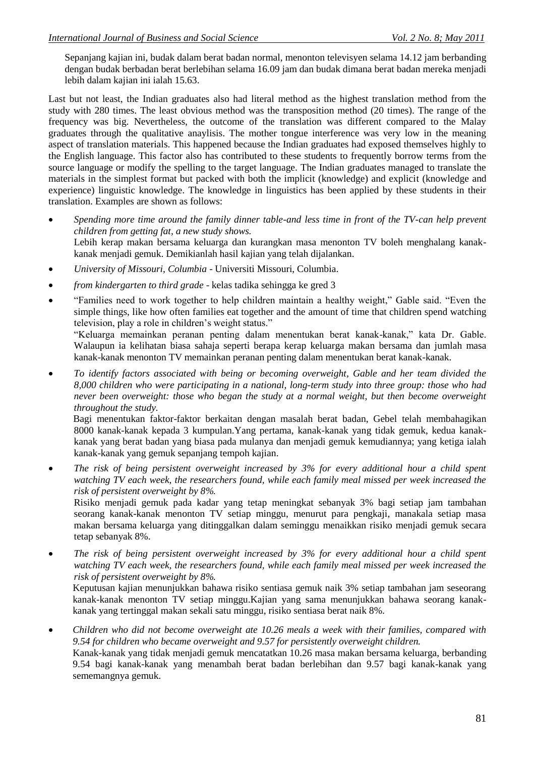Sepanjang kajian ini, budak dalam berat badan normal, menonton televisyen selama 14.12 jam berbanding dengan budak berbadan berat berlebihan selama 16.09 jam dan budak dimana berat badan mereka menjadi lebih dalam kajian ini ialah 15.63.

Last but not least, the Indian graduates also had literal method as the highest translation method from the study with 280 times. The least obvious method was the transposition method (20 times). The range of the frequency was big. Nevertheless, the outcome of the translation was different compared to the Malay graduates through the qualitative anaylisis. The mother tongue interference was very low in the meaning aspect of translation materials. This happened because the Indian graduates had exposed themselves highly to the English language. This factor also has contributed to these students to frequently borrow terms from the source language or modify the spelling to the target language. The Indian graduates managed to translate the materials in the simplest format but packed with both the implicit (knowledge) and explicit (knowledge and experience) linguistic knowledge. The knowledge in linguistics has been applied by these students in their translation. Examples are shown as follows:

- *Spending more time around the family dinner table-and less time in front of the TV-can help prevent children from getting fat, a new study shows.*
  Lebih kerap makan bersama keluarga dan kurangkan masa menonton TV boleh menghalang kanak-kanak menjadi gemuk. Demikianlah hasil kajian yang telah dijalankan.
- *University of Missouri, Columbia* - Universiti Missouri, Columbia.
- *from kindergarten to third grade* - kelas tadika sehingga ke gred 3
- "Families need to work together to help children maintain a healthy weight," Gable said. "Even the simple things, like how often families eat together and the amount of time that children spend watching television, play a role in children's weight status."
  "Keluarga memainkan peranan penting dalam menentukan berat kanak-kanak," kata Dr. Gable. Walaupun ia kelihatan biasa sahaja seperti berapa kerap keluarga makan bersama dan jumlah masa kanak-kanak menonton TV memainkan peranan penting dalam menentukan berat kanak-kanak.
- *To identify factors associated with being or becoming overweight, Gable and her team divided the 8,000 children who were participating in a national, long-term study into three group: those who had never been overweight: those who began the study at a normal weight, but then become overweight throughout the study.*
  Bagi menentukan faktor-faktor berkaitan dengan masalah berat badan, Gebel telah membahagikan 8000 kanak-kanak kepada 3 kumpulan.Yang pertama, kanak-kanak yang tidak gemuk, kedua kanak-kanak yang berat badan yang biasa pada mulanya dan menjadi gemuk kemudiannya; yang ketiga ialah kanak-kanak yang gemuk sepanjang tempoh kajian.
- *The risk of being persistent overweight increased by 3% for every additional hour a child spent watching TV each week, the researchers found, while each family meal missed per week increased the risk of persistent overweight by 8%.*
  Risiko menjadi gemuk pada kadar yang tetap meningkat sebanyak 3% bagi setiap jam tambahan seorang kanak-kanak menonton TV setiap minggu, menurut para pengkaji, manakala setiap masa makan bersama keluarga yang ditinggalkan dalam seminggu menaikkan risiko menjadi gemuk secara tetap sebanyak 8%.
- *The risk of being persistent overweight increased by 3% for every additional hour a child spent watching TV each week, the researchers found, while each family meal missed per week increased the risk of persistent overweight by 8%.*
  Keputusan kajian menunjukkan bahawa risiko sentiasa gemuk naik 3% setiap tambahan jam seseorang kanak-kanak menonton TV setiap minggu.Kajian yang sama menunjukkan bahawa seorang kanak-kanak yang tertinggal makan sekali satu minggu, risiko sentiasa berat naik 8%.
- *Children who did not become overweight ate 10.26 meals a week with their families, compared with 9.54 for children who became overweight and 9.57 for persistently overweight children.*
  Kanak-kanak yang tidak menjadi gemuk mencatatkan 10.26 masa makan bersama keluarga, berbanding 9.54 bagi kanak-kanak yang menambah berat badan berlebihan dan 9.57 bagi kanak-kanak yang sememangnya gemuk.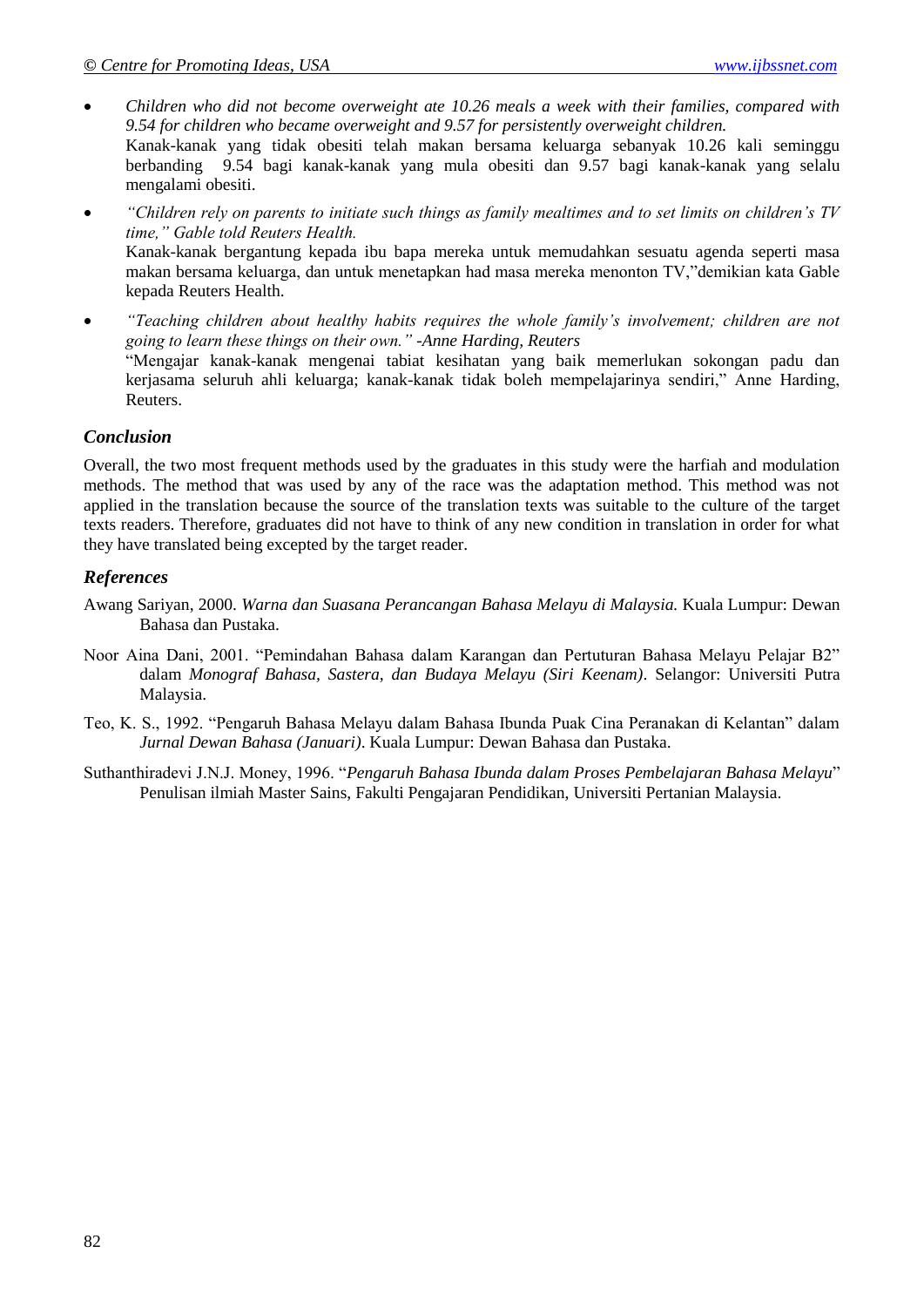- *Children who did not become overweight ate 10.26 meals a week with their families, compared with 9.54 for children who became overweight and 9.57 for persistently overweight children.*
  Kanak-kanak yang tidak obesiti telah makan bersama keluarga sebanyak 10.26 kali seminggu berbanding 9.54 bagi kanak-kanak yang mula obesiti dan 9.57 bagi kanak-kanak yang selalu mengalami obesiti.
- *"Children rely on parents to initiate such things as family mealtimes and to set limits on children's TV time," Gable told Reuters Health.*
  Kanak-kanak bergantung kepada ibu bapa mereka untuk memudahkan sesuatu agenda seperti masa makan bersama keluarga, dan untuk menetapkan had masa mereka menonton TV,"demikian kata Gable kepada Reuters Health.
- *"Teaching children about healthy habits requires the whole family's involvement; children are not going to learn these things on their own." -Anne Harding, Reuters*
  "Mengajar kanak-kanak mengenai tabiat kesihatan yang baik memerlukan sokongan padu dan kerjasama seluruh ahli keluarga; kanak-kanak tidak boleh mempelajarinya sendiri," Anne Harding, Reuters.

## *Conclusion*

Overall, the two most frequent methods used by the graduates in this study were the harfiah and modulation methods. The method that was used by any of the race was the adaptation method. This method was not applied in the translation because the source of the translation texts was suitable to the culture of the target texts readers. Therefore, graduates did not have to think of any new condition in translation in order for what they have translated being excepted by the target reader.

## *References*

Awang Sariyan, 2000. *Warna dan Suasana Perancangan Bahasa Melayu di Malaysia.* Kuala Lumpur: Dewan Bahasa dan Pustaka.

Noor Aina Dani, 2001. "Pemindahan Bahasa dalam Karangan dan Pertuturan Bahasa Melayu Pelajar B2" dalam *Monograf Bahasa, Sastera, dan Budaya Melayu (Siri Keenam)*. Selangor: Universiti Putra Malaysia.

Teo, K. S., 1992. "Pengaruh Bahasa Melayu dalam Bahasa Ibunda Puak Cina Peranakan di Kelantan" dalam *Jurnal Dewan Bahasa (Januari)*. Kuala Lumpur: Dewan Bahasa dan Pustaka.

Suthanthiradevi J.N.J. Money, 1996. "*Pengaruh Bahasa Ibunda dalam Proses Pembelajaran Bahasa Melayu*" Penulisan ilmiah Master Sains, Fakulti Pengajaran Pendidikan, Universiti Pertanian Malaysia.